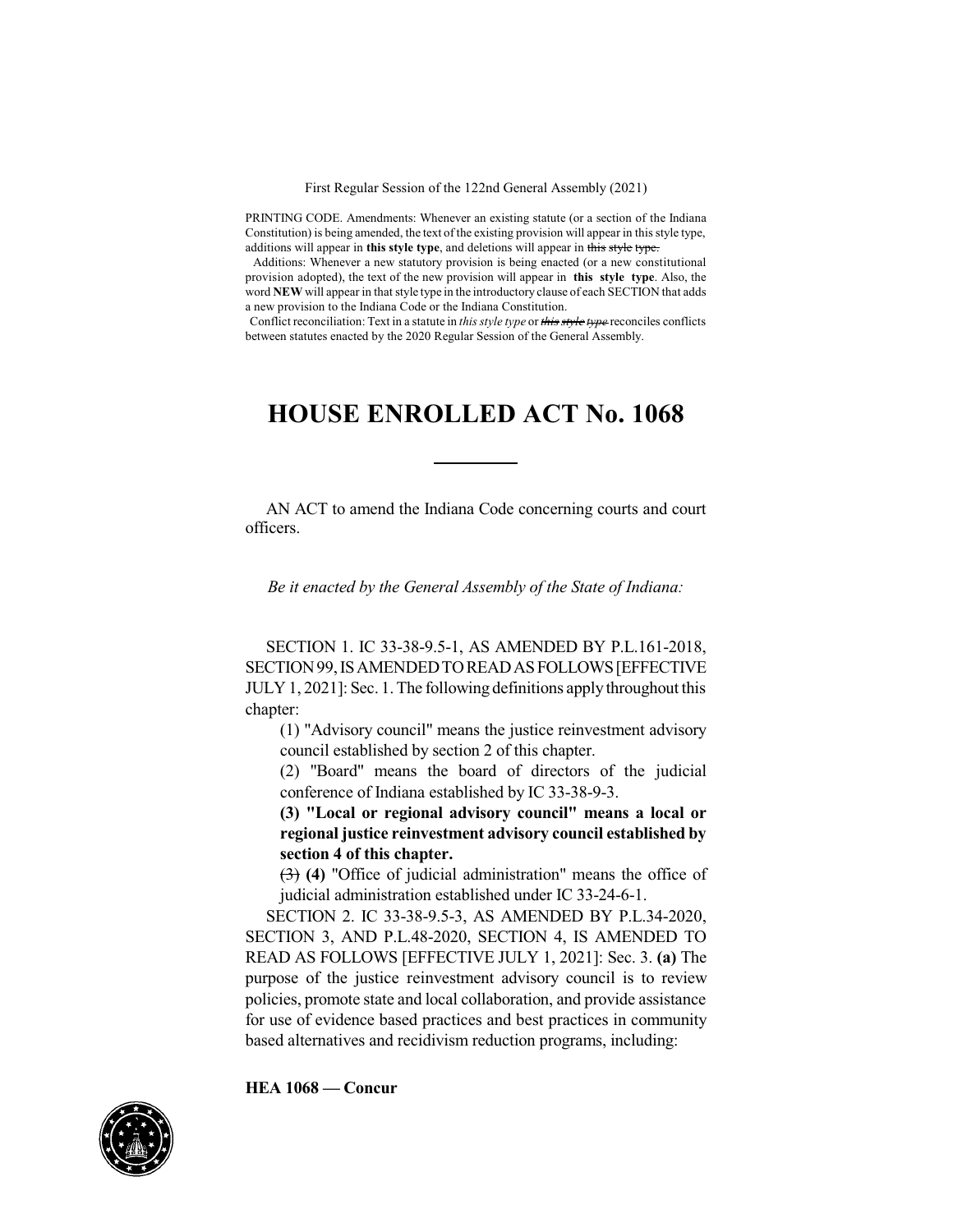First Regular Session of the 122nd General Assembly (2021)

PRINTING CODE. Amendments: Whenever an existing statute (or a section of the Indiana Constitution) is being amended, the text of the existing provision will appear in this style type, additions will appear in **this style type**, and deletions will appear in ~~this style type.~~

Additions: Whenever a new statutory provision is being enacted (or a new constitutional provision adopted), the text of the new provision will appear in **this style type**. Also, the word **NEW** will appear in that style type in the introductory clause of each SECTION that adds a new provision to the Indiana Code or the Indiana Constitution.

Conflict reconciliation: Text in a statute in *this style type* or ~~*this style type*~~ reconciles conflicts between statutes enacted by the 2020 Regular Session of the General Assembly.

# HOUSE ENROLLED ACT No. 1068

AN ACT to amend the Indiana Code concerning courts and court officers.

*Be it enacted by the General Assembly of the State of Indiana:*

SECTION 1. IC 33-38-9.5-1, AS AMENDED BY P.L.161-2018, SECTION 99, IS AMENDED TO READ AS FOLLOWS [EFFECTIVE JULY 1, 2021]: Sec. 1. The following definitions apply throughout this chapter:

(1) "Advisory council" means the justice reinvestment advisory council established by section 2 of this chapter.

(2) "Board" means the board of directors of the judicial conference of Indiana established by IC 33-38-9-3.

**(3) "Local or regional advisory council" means a local or regional justice reinvestment advisory council established by section 4 of this chapter.**

~~(3)~~ **(4)** "Office of judicial administration" means the office of judicial administration established under IC 33-24-6-1.

SECTION 2. IC 33-38-9.5-3, AS AMENDED BY P.L.34-2020, SECTION 3, AND P.L.48-2020, SECTION 4, IS AMENDED TO READ AS FOLLOWS [EFFECTIVE JULY 1, 2021]: Sec. 3. **(a)** The purpose of the justice reinvestment advisory council is to review policies, promote state and local collaboration, and provide assistance for use of evidence based practices and best practices in community based alternatives and recidivism reduction programs, including:

**HEA 1068 — Concur**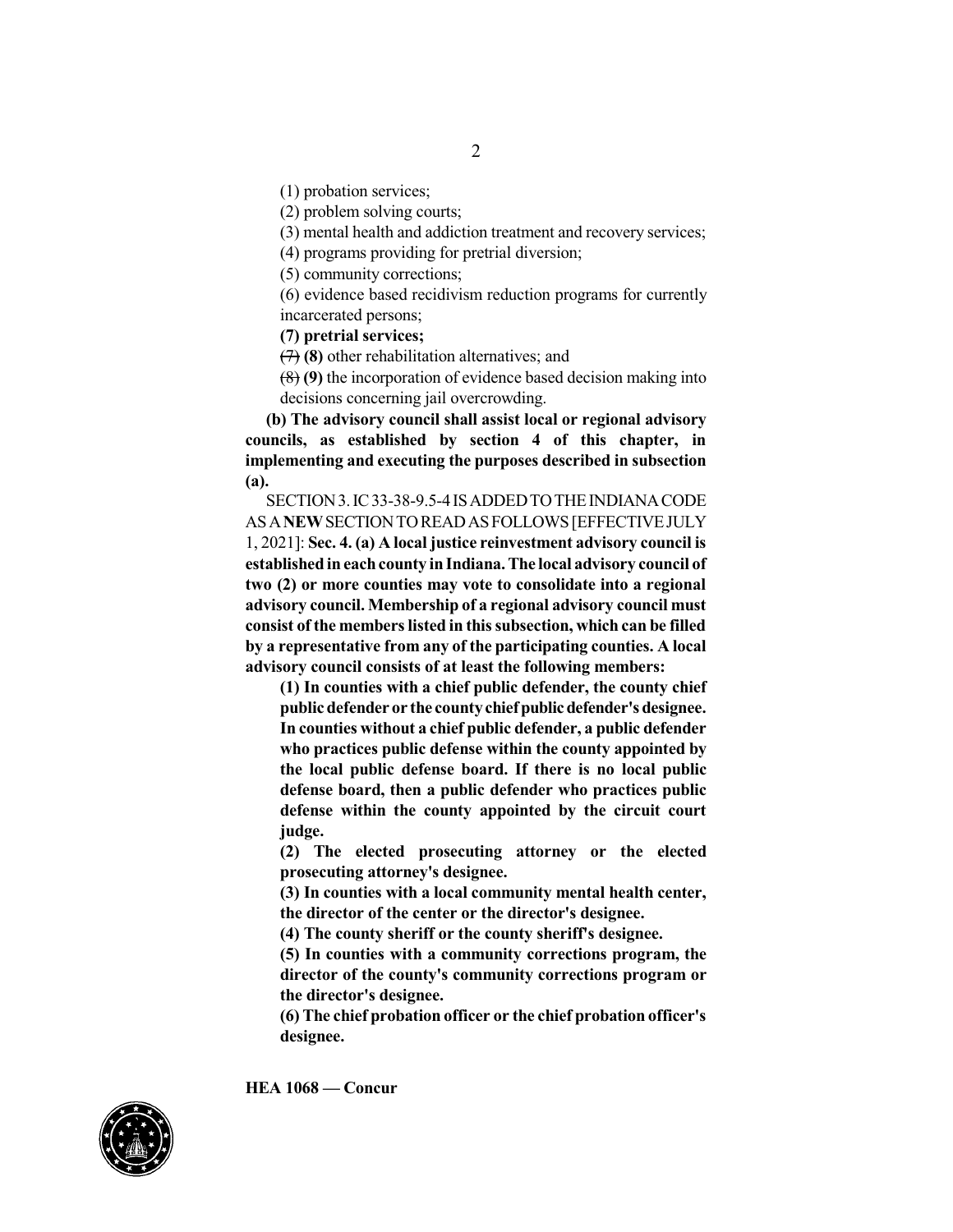(1) probation services;

(2) problem solving courts;

(3) mental health and addiction treatment and recovery services;

(4) programs providing for pretrial diversion;

(5) community corrections;

(6) evidence based recidivism reduction programs for currently incarcerated persons;

**(7) pretrial services;**

~~(7)~~ **(8)** other rehabilitation alternatives; and

~~(8)~~ **(9)** the incorporation of evidence based decision making into decisions concerning jail overcrowding.

**(b) The advisory council shall assist local or regional advisory councils, as established by section 4 of this chapter, in implementing and executing the purposes described in subsection (a).**

SECTION 3. IC 33-38-9.5-4 IS ADDED TO THE INDIANA CODE AS A **NEW** SECTION TO READ AS FOLLOWS [EFFECTIVE JULY 1, 2021]: **Sec. 4. (a) A local justice reinvestment advisory council is established in each county in Indiana. The local advisory council of two (2) or more counties may vote to consolidate into a regional advisory council. Membership of a regional advisory council must consist of the members listed in this subsection, which can be filled by a representative from any of the participating counties. A local advisory council consists of at least the following members:**

**(1) In counties with a chief public defender, the county chief public defender or the county chief public defender's designee. In counties without a chief public defender, a public defender who practices public defense within the county appointed by the local public defense board. If there is no local public defense board, then a public defender who practices public defense within the county appointed by the circuit court judge.**

**(2) The elected prosecuting attorney or the elected prosecuting attorney's designee.**

**(3) In counties with a local community mental health center, the director of the center or the director's designee.**

**(4) The county sheriff or the county sheriff's designee.**

**(5) In counties with a community corrections program, the director of the county's community corrections program or the director's designee.**

**(6) The chief probation officer or the chief probation officer's designee.**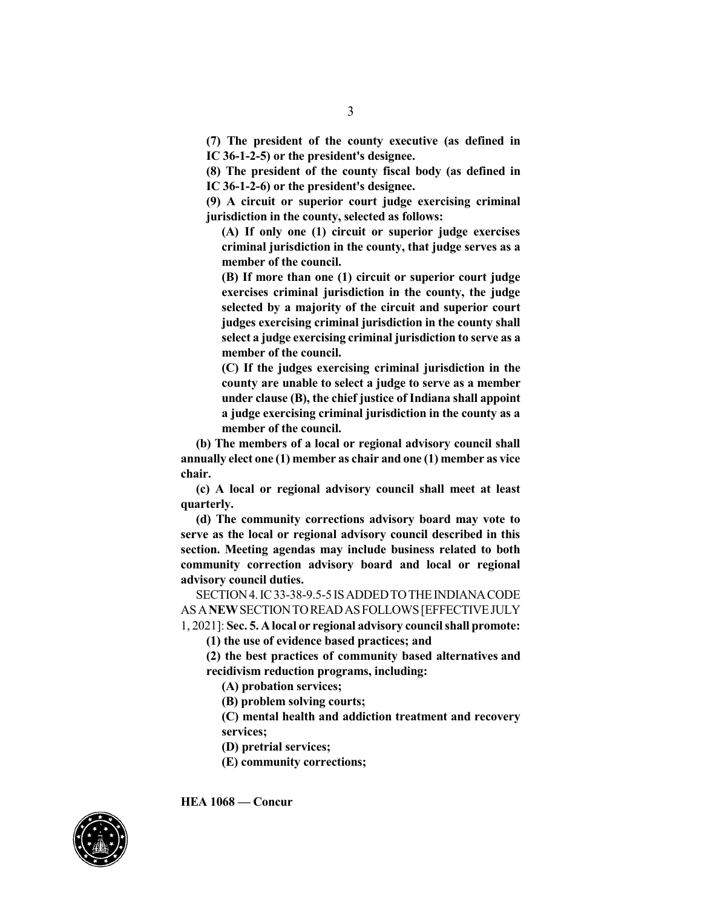**(7) The president of the county executive (as defined in IC 36-1-2-5) or the president's designee.**

**(8) The president of the county fiscal body (as defined in IC 36-1-2-6) or the president's designee.**

**(9) A circuit or superior court judge exercising criminal jurisdiction in the county, selected as follows:**

**(A) If only one (1) circuit or superior judge exercises criminal jurisdiction in the county, that judge serves as a member of the council.**

**(B) If more than one (1) circuit or superior court judge exercises criminal jurisdiction in the county, the judge selected by a majority of the circuit and superior court judges exercising criminal jurisdiction in the county shall select a judge exercising criminal jurisdiction to serve as a member of the council.**

**(C) If the judges exercising criminal jurisdiction in the county are unable to select a judge to serve as a member under clause (B), the chief justice of Indiana shall appoint a judge exercising criminal jurisdiction in the county as a member of the council.**

**(b) The members of a local or regional advisory council shall annually elect one (1) member as chair and one (1) member as vice chair.**

**(c) A local or regional advisory council shall meet at least quarterly.**

**(d) The community corrections advisory board may vote to serve as the local or regional advisory council described in this section. Meeting agendas may include business related to both community correction advisory board and local or regional advisory council duties.**

SECTION 4. IC 33-38-9.5-5 IS ADDED TO THE INDIANA CODE AS A **NEW** SECTION TO READ AS FOLLOWS [EFFECTIVE JULY 1, 2021]: **Sec. 5. A local or regional advisory council shall promote:**

**(1) the use of evidence based practices; and**

**(2) the best practices of community based alternatives and recidivism reduction programs, including:**

**(A) probation services;**

**(B) problem solving courts;**

**(C) mental health and addiction treatment and recovery services;**

**(D) pretrial services;**

**(E) community corrections;**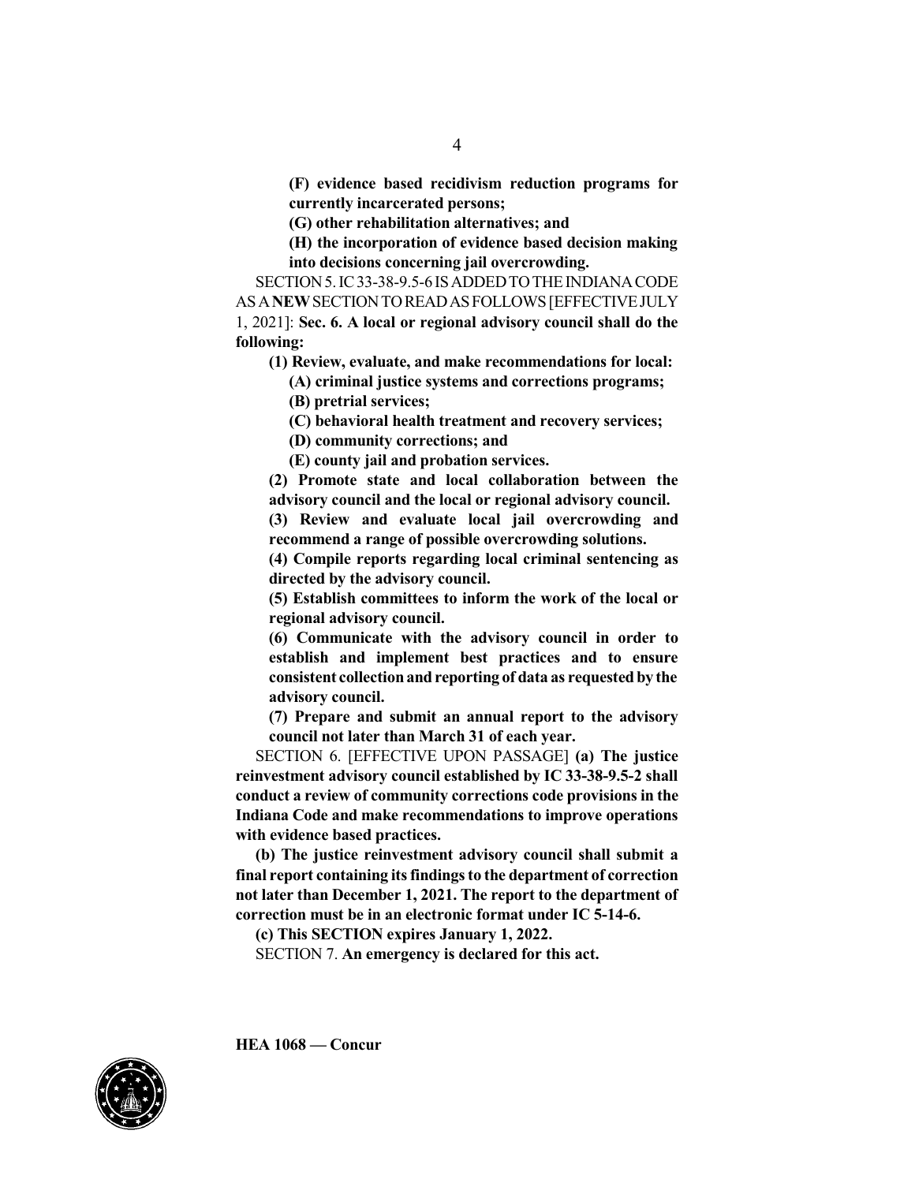**(F) evidence based recidivism reduction programs for currently incarcerated persons;**

**(G) other rehabilitation alternatives; and**

**(H) the incorporation of evidence based decision making into decisions concerning jail overcrowding.**

SECTION 5. IC 33-38-9.5-6 IS ADDED TO THE INDIANA CODE AS A **NEW** SECTION TO READ AS FOLLOWS [EFFECTIVE JULY 1, 2021]: **Sec. 6. A local or regional advisory council shall do the following:**

**(1) Review, evaluate, and make recommendations for local:**

**(A) criminal justice systems and corrections programs;**

**(B) pretrial services;**

**(C) behavioral health treatment and recovery services;**

**(D) community corrections; and**

**(E) county jail and probation services.**

**(2) Promote state and local collaboration between the advisory council and the local or regional advisory council.**

**(3) Review and evaluate local jail overcrowding and recommend a range of possible overcrowding solutions.**

**(4) Compile reports regarding local criminal sentencing as directed by the advisory council.**

**(5) Establish committees to inform the work of the local or regional advisory council.**

**(6) Communicate with the advisory council in order to establish and implement best practices and to ensure consistent collection and reporting of data as requested by the advisory council.**

**(7) Prepare and submit an annual report to the advisory council not later than March 31 of each year.**

SECTION 6. [EFFECTIVE UPON PASSAGE] **(a) The justice reinvestment advisory council established by IC 33-38-9.5-2 shall conduct a review of community corrections code provisions in the Indiana Code and make recommendations to improve operations with evidence based practices.**

**(b) The justice reinvestment advisory council shall submit a final report containing its findings to the department of correction not later than December 1, 2021. The report to the department of correction must be in an electronic format under IC 5-14-6.**

**(c) This SECTION expires January 1, 2022.**

SECTION 7. **An emergency is declared for this act.**

**HEA 1068 — Concur**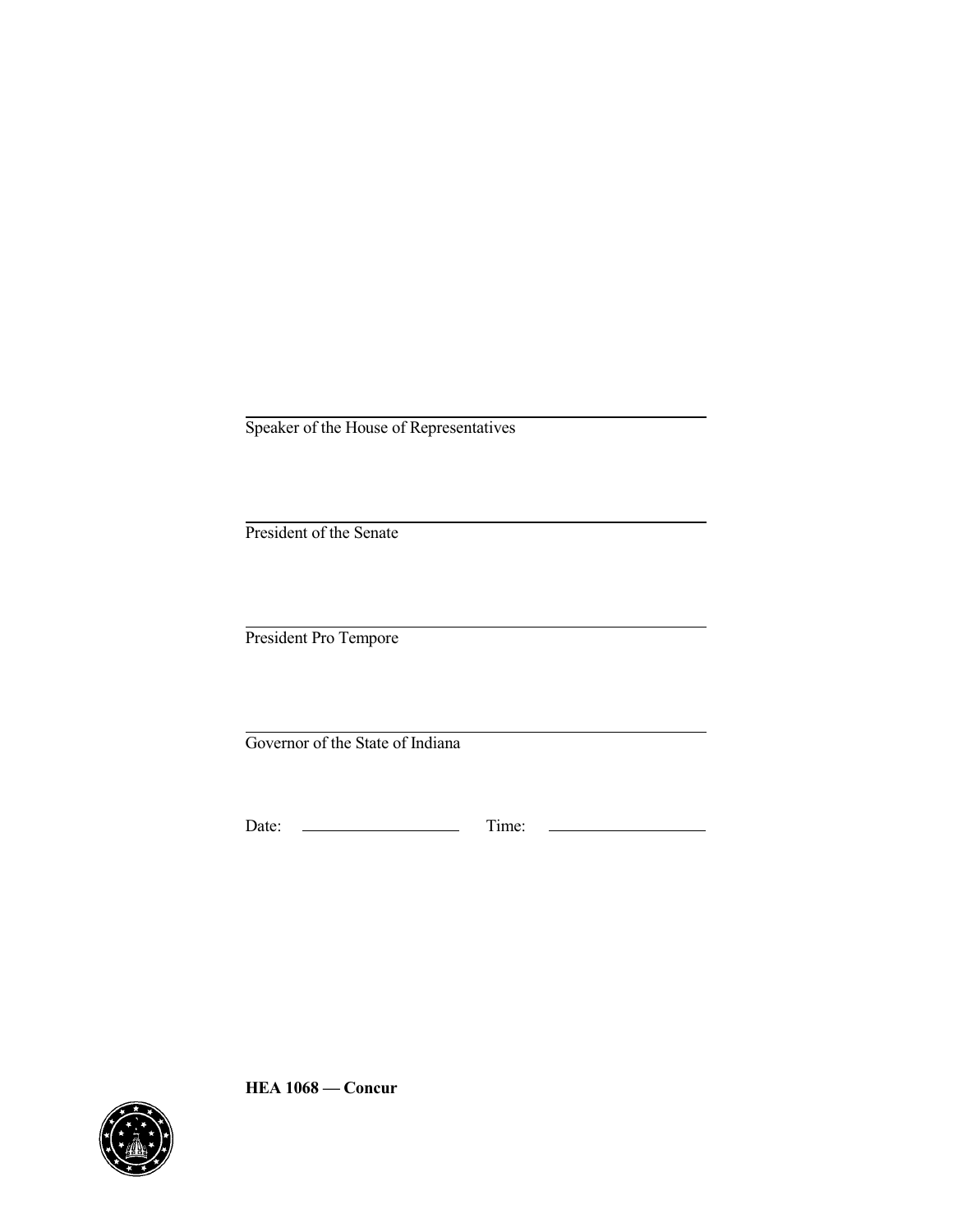\_\_\_\_\_\_\_\_\_\_\_\_\_\_\_\_\_\_\_\_\_\_\_\_\_\_\_\_\_\_\_\_\_\_\_\_\_\_\_\_\_\_\_\_

Speaker of the House of Representatives

\_\_\_\_\_\_\_\_\_\_\_\_\_\_\_\_\_\_\_\_\_\_\_\_\_\_\_\_\_\_\_\_\_\_\_\_\_\_\_\_\_\_\_\_

President of the Senate

\_\_\_\_\_\_\_\_\_\_\_\_\_\_\_\_\_\_\_\_\_\_\_\_\_\_\_\_\_\_\_\_\_\_\_\_\_\_\_\_\_\_\_\_

President Pro Tempore

\_\_\_\_\_\_\_\_\_\_\_\_\_\_\_\_\_\_\_\_\_\_\_\_\_\_\_\_\_\_\_\_\_\_\_\_\_\_\_\_\_\_\_\_

Governor of the State of Indiana

Date: \_\_\_\_\_\_\_\_\_\_\_\_\_\_\_\_\_\_ Time: \_\_\_\_\_\_\_\_\_\_\_\_\_\_\_\_\_\_

**HEA 1068 — Concur**